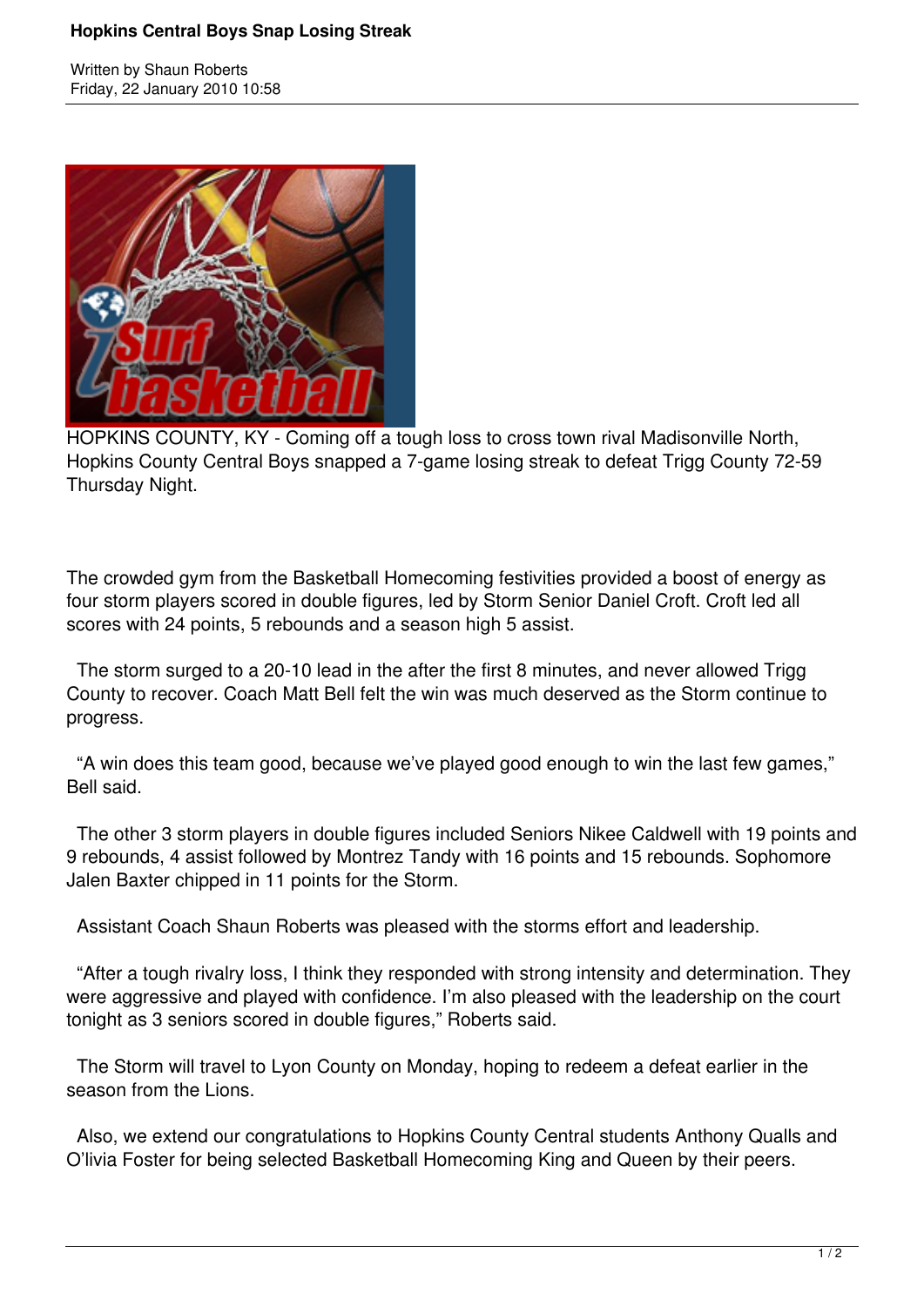# Hopkins Central Boys Snap Losing Streak

Written by Shaun Roberts
Friday, 22 January 2010 10:58

HOPKINS COUNTY, KY - Coming off a tough loss to cross town rival Madisonville North, Hopkins County Central Boys snapped a 7-game losing streak to defeat Trigg County 72-59 Thursday Night.

The crowded gym from the Basketball Homecoming festivities provided a boost of energy as four storm players scored in double figures, led by Storm Senior Daniel Croft. Croft led all scores with 24 points, 5 rebounds and a season high 5 assist.

The storm surged to a 20-10 lead in the after the first 8 minutes, and never allowed Trigg County to recover. Coach Matt Bell felt the win was much deserved as the Storm continue to progress.

"A win does this team good, because we've played good enough to win the last few games," Bell said.

The other 3 storm players in double figures included Seniors Nikee Caldwell with 19 points and 9 rebounds, 4 assist followed by Montrez Tandy with 16 points and 15 rebounds. Sophomore Jalen Baxter chipped in 11 points for the Storm.

Assistant Coach Shaun Roberts was pleased with the storms effort and leadership.

"After a tough rivalry loss, I think they responded with strong intensity and determination. They were aggressive and played with confidence. I'm also pleased with the leadership on the court tonight as 3 seniors scored in double figures," Roberts said.

The Storm will travel to Lyon County on Monday, hoping to redeem a defeat earlier in the season from the Lions.

Also, we extend our congratulations to Hopkins County Central students Anthony Qualls and O'livia Foster for being selected Basketball Homecoming King and Queen by their peers.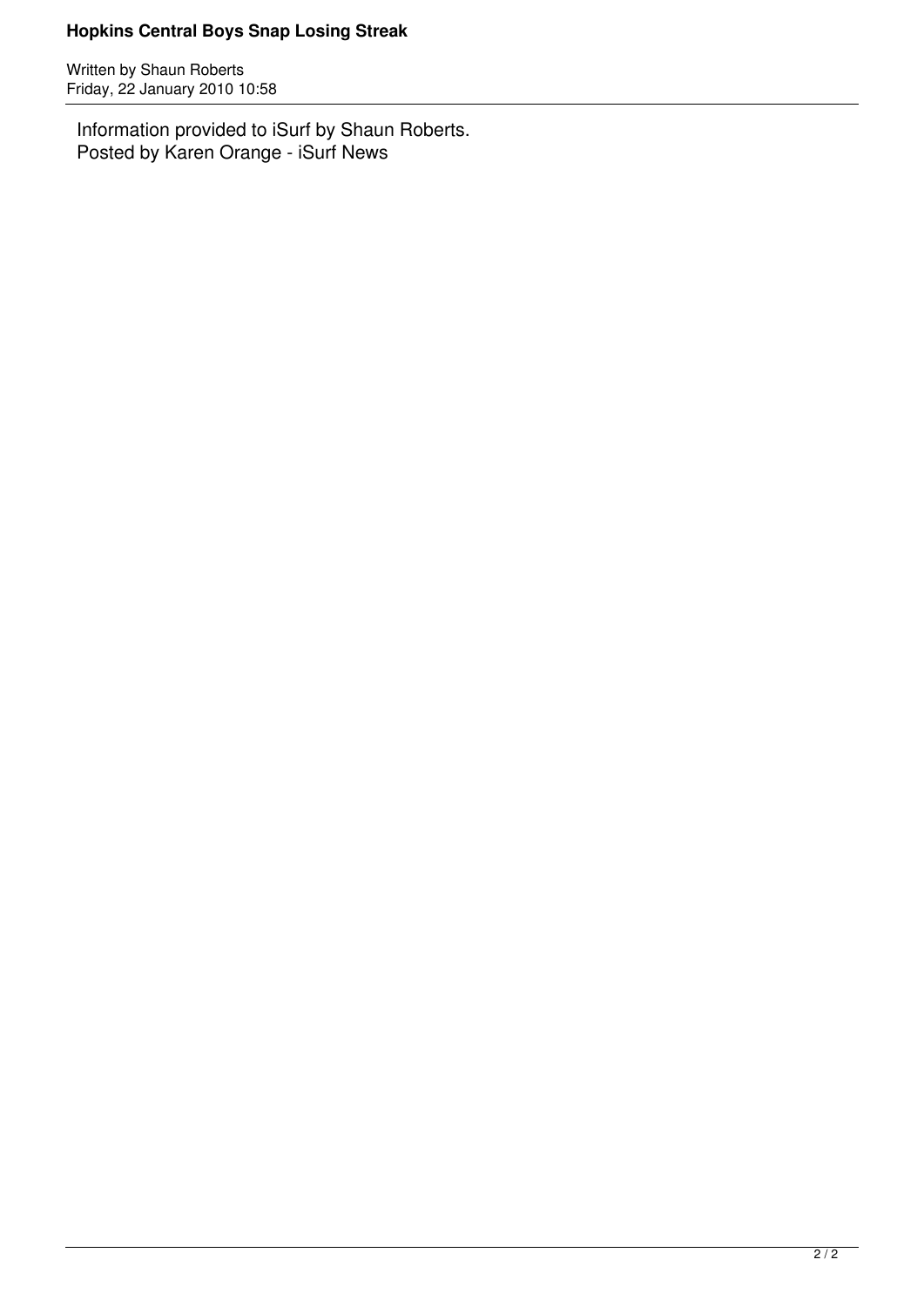Information provided to iSurf by Shaun Roberts.
Posted by Karen Orange - iSurf News